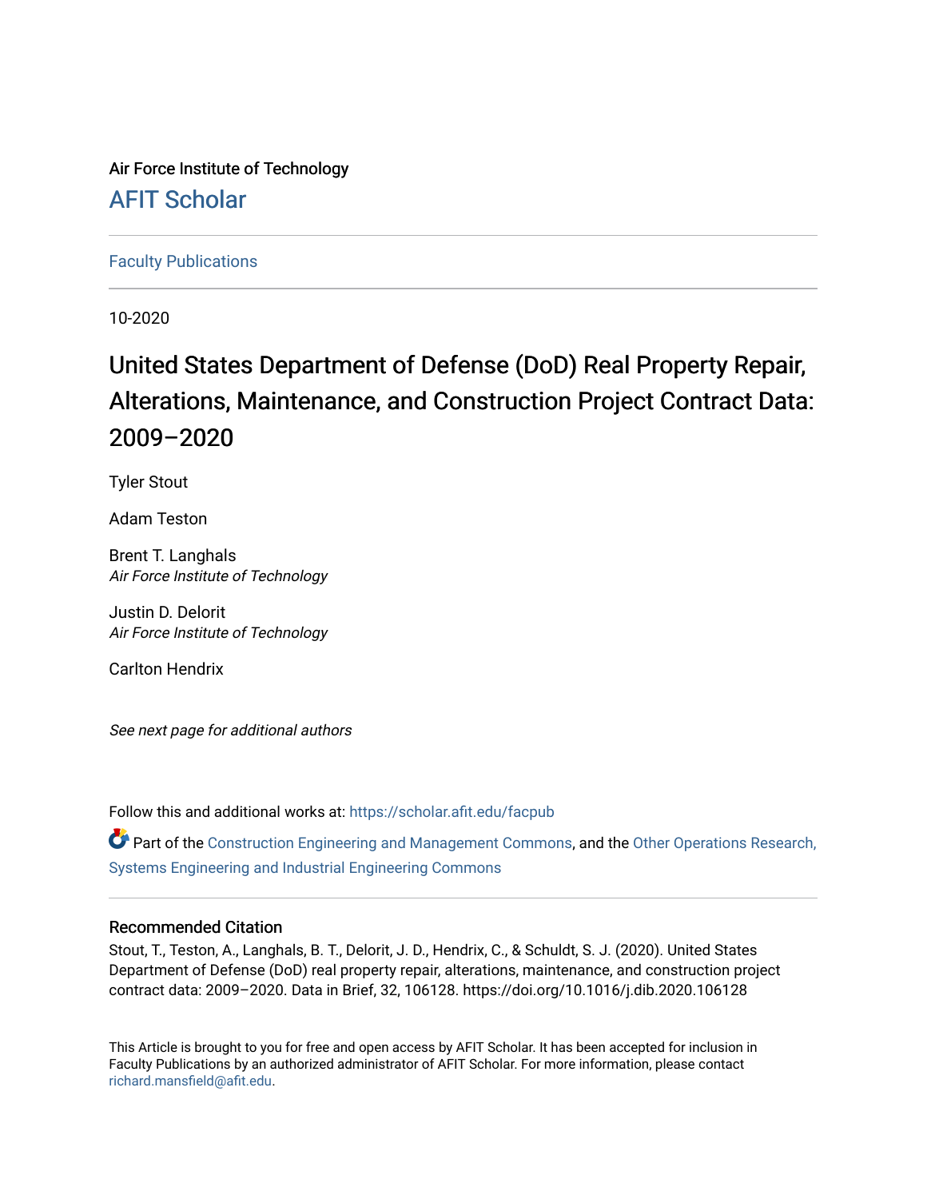Air Force Institute of Technology

## AFIT Scholar

Faculty Publications

10-2020

# United States Department of Defense (DoD) Real Property Repair, Alterations, Maintenance, and Construction Project Contract Data: 2009–2020

Tyler Stout

Adam Teston

Brent T. Langhals
*Air Force Institute of Technology*

Justin D. Delorit
*Air Force Institute of Technology*

Carlton Hendrix

*See next page for additional authors*

Follow this and additional works at: https://scholar.afit.edu/facpub

Part of the Construction Engineering and Management Commons, and the Other Operations Research, Systems Engineering and Industrial Engineering Commons

### Recommended Citation

Stout, T., Teston, A., Langhals, B. T., Delorit, J. D., Hendrix, C., & Schuldt, S. J. (2020). United States Department of Defense (DoD) real property repair, alterations, maintenance, and construction project contract data: 2009–2020. Data in Brief, 32, 106128. https://doi.org/10.1016/j.dib.2020.106128

This Article is brought to you for free and open access by AFIT Scholar. It has been accepted for inclusion in Faculty Publications by an authorized administrator of AFIT Scholar. For more information, please contact richard.mansfield@afit.edu.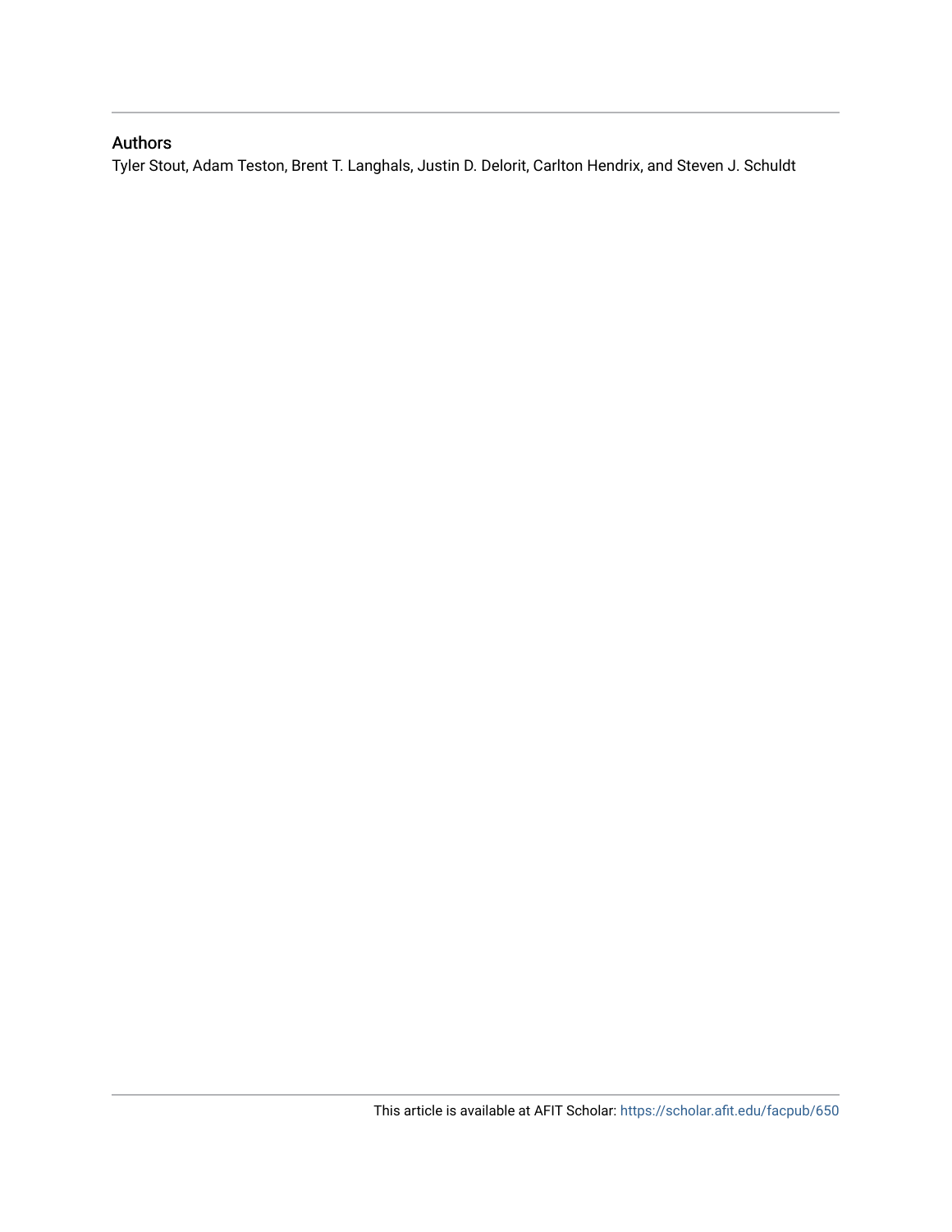## Authors

Tyler Stout, Adam Teston, Brent T. Langhals, Justin D. Delorit, Carlton Hendrix, and Steven J. Schuldt

This article is available at AFIT Scholar: https://scholar.afit.edu/facpub/650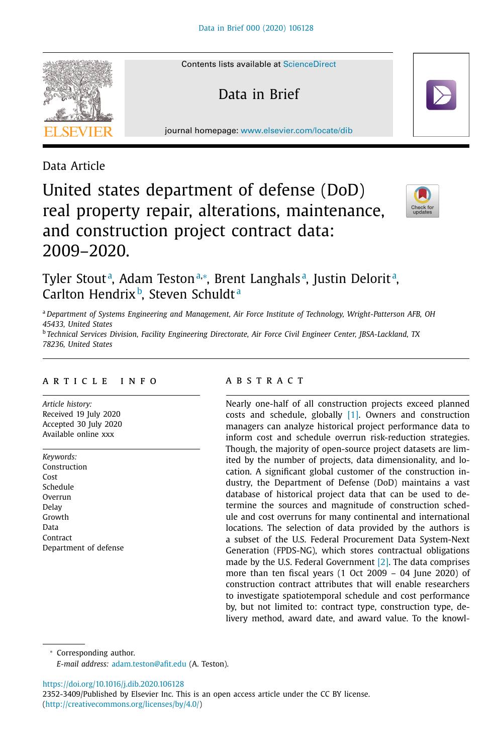Data Article

# United states department of defense (DoD) real property repair, alterations, maintenance, and construction project contract data: 2009–2020.

Tyler Stout[a], Adam Teston[a,*], Brent Langhals[a], Justin Delorit[a], Carlton Hendrix[b], Steven Schuldt[a]

[a] *Department of Systems Engineering and Management, Air Force Institute of Technology, Wright-Patterson AFB, OH 45433, United States*

[b] *Technical Services Division, Facility Engineering Directorate, Air Force Civil Engineer Center, JBSA-Lackland, TX 78236, United States*

## ARTICLE INFO

*Article history:*
Received 19 July 2020
Accepted 30 July 2020
Available online xxx

*Keywords:*
Construction
Cost
Schedule
Overrun
Delay
Growth
Data
Contract
Department of defense

## ABSTRACT

Nearly one-half of all construction projects exceed planned costs and schedule, globally [1]. Owners and construction managers can analyze historical project performance data to inform cost and schedule overrun risk-reduction strategies. Though, the majority of open-source project datasets are limited by the number of projects, data dimensionality, and location. A significant global customer of the construction industry, the Department of Defense (DoD) maintains a vast database of historical project data that can be used to determine the sources and magnitude of construction schedule and cost overruns for many continental and international locations. The selection of data provided by the authors is a subset of the U.S. Federal Procurement Data System-Next Generation (FPDS-NG), which stores contractual obligations made by the U.S. Federal Government [2]. The data comprises more than ten fiscal years (1 Oct 2009 – 04 June 2020) of construction contract attributes that will enable researchers to investigate spatiotemporal schedule and cost performance by, but not limited to: contract type, construction type, delivery method, award date, and award value. To the knowl-

* Corresponding author.
*E-mail address:* adam.teston@afit.edu (A. Teston).

https://doi.org/10.1016/j.dib.2020.106128
2352-3409/Published by Elsevier Inc. This is an open access article under the CC BY license. (http://creativecommons.org/licenses/by/4.0/)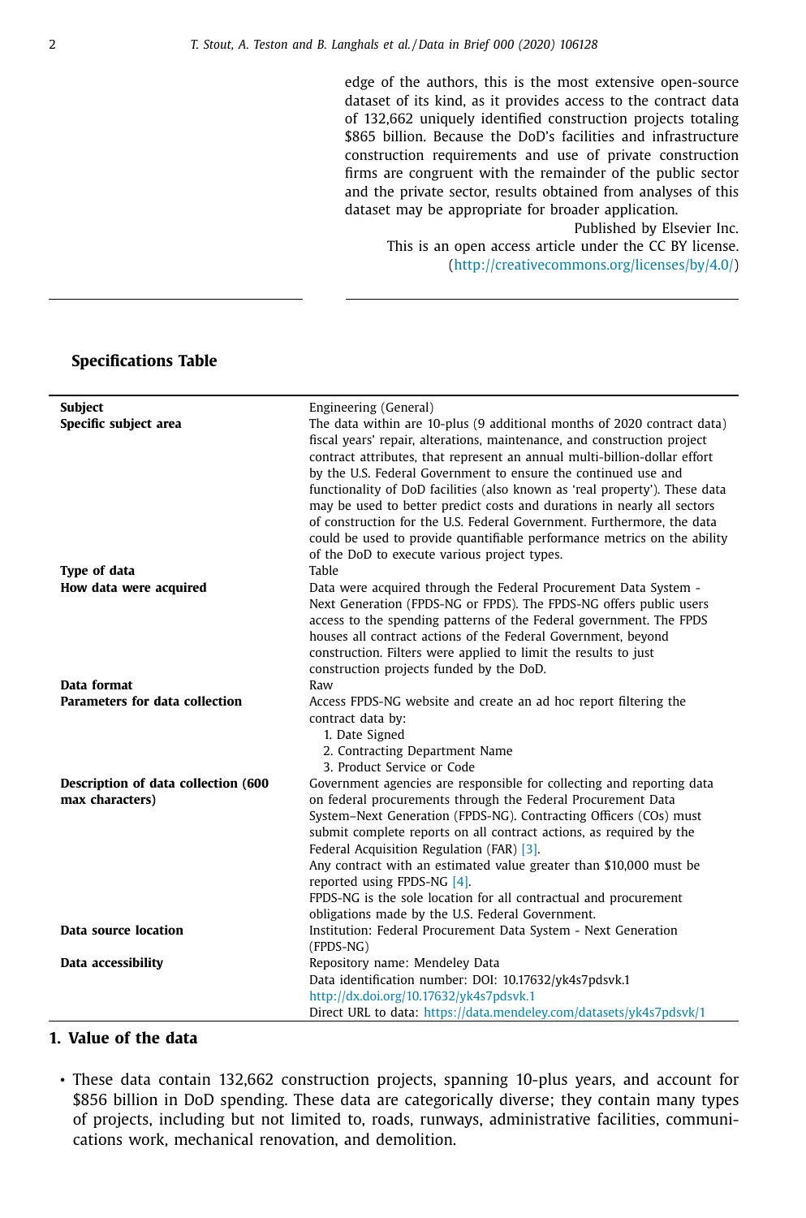edge of the authors, this is the most extensive open-source dataset of its kind, as it provides access to the contract data of 132,662 uniquely identified construction projects totaling $865 billion. Because the DoD's facilities and infrastructure construction requirements and use of private construction firms are congruent with the remainder of the public sector and the private sector, results obtained from analyses of this dataset may be appropriate for broader application.

Published by Elsevier Inc.
This is an open access article under the CC BY license.
(http://creativecommons.org/licenses/by/4.0/)

## Specifications Table

| | |
|---|---|
| **Subject** | Engineering (General) |
| **Specific subject area** | The data within are 10-plus (9 additional months of 2020 contract data) fiscal years' repair, alterations, maintenance, and construction project contract attributes, that represent an annual multi-billion-dollar effort by the U.S. Federal Government to ensure the continued use and functionality of DoD facilities (also known as 'real property'). These data may be used to better predict costs and durations in nearly all sectors of construction for the U.S. Federal Government. Furthermore, the data could be used to provide quantifiable performance metrics on the ability of the DoD to execute various project types. |
| **Type of data** | Table |
| **How data were acquired** | Data were acquired through the Federal Procurement Data System - Next Generation (FPDS-NG or FPDS). The FPDS-NG offers public users access to the spending patterns of the Federal government. The FPDS houses all contract actions of the Federal Government, beyond construction. Filters were applied to limit the results to just construction projects funded by the DoD. |
| **Data format** | Raw |
| **Parameters for data collection** | Access FPDS-NG website and create an ad hoc report filtering the contract data by: 1. Date Signed 2. Contracting Department Name 3. Product Service or Code |
| **Description of data collection (600 max characters)** | Government agencies are responsible for collecting and reporting data on federal procurements through the Federal Procurement Data System–Next Generation (FPDS-NG). Contracting Officers (COs) must submit complete reports on all contract actions, as required by the Federal Acquisition Regulation (FAR) [3]. Any contract with an estimated value greater than $10,000 must be reported using FPDS-NG [4]. FPDS-NG is the sole location for all contractual and procurement obligations made by the U.S. Federal Government. |
| **Data source location** | Institution: Federal Procurement Data System - Next Generation (FPDS-NG) |
| **Data accessibility** | Repository name: Mendeley Data<br>Data identification number: DOI: 10.17632/yk4s7pdsvk.1<br>http://dx.doi.org/10.17632/yk4s7pdsvk.1<br>Direct URL to data: https://data.mendeley.com/datasets/yk4s7pdsvk/1 |

## 1. Value of the data

- These data contain 132,662 construction projects, spanning 10-plus years, and account for $856 billion in DoD spending. These data are categorically diverse; they contain many types of projects, including but not limited to, roads, runways, administrative facilities, communications work, mechanical renovation, and demolition.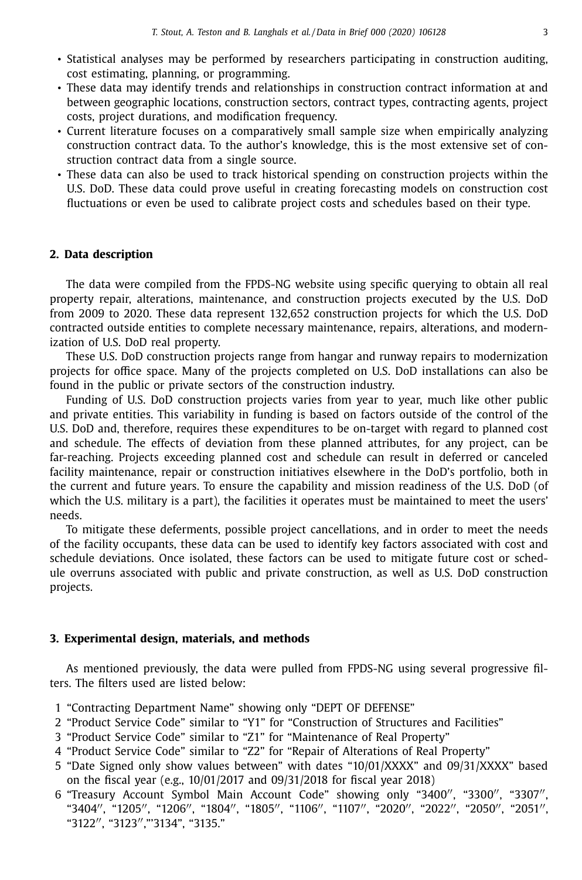- Statistical analyses may be performed by researchers participating in construction auditing, cost estimating, planning, or programming.
- These data may identify trends and relationships in construction contract information at and between geographic locations, construction sectors, contract types, contracting agents, project costs, project durations, and modification frequency.
- Current literature focuses on a comparatively small sample size when empirically analyzing construction contract data. To the author's knowledge, this is the most extensive set of construction contract data from a single source.
- These data can also be used to track historical spending on construction projects within the U.S. DoD. These data could prove useful in creating forecasting models on construction cost fluctuations or even be used to calibrate project costs and schedules based on their type.

## 2. Data description

The data were compiled from the FPDS-NG website using specific querying to obtain all real property repair, alterations, maintenance, and construction projects executed by the U.S. DoD from 2009 to 2020. These data represent 132,652 construction projects for which the U.S. DoD contracted outside entities to complete necessary maintenance, repairs, alterations, and modernization of U.S. DoD real property.

These U.S. DoD construction projects range from hangar and runway repairs to modernization projects for office space. Many of the projects completed on U.S. DoD installations can also be found in the public or private sectors of the construction industry.

Funding of U.S. DoD construction projects varies from year to year, much like other public and private entities. This variability in funding is based on factors outside of the control of the U.S. DoD and, therefore, requires these expenditures to be on-target with regard to planned cost and schedule. The effects of deviation from these planned attributes, for any project, can be far-reaching. Projects exceeding planned cost and schedule can result in deferred or canceled facility maintenance, repair or construction initiatives elsewhere in the DoD's portfolio, both in the current and future years. To ensure the capability and mission readiness of the U.S. DoD (of which the U.S. military is a part), the facilities it operates must be maintained to meet the users' needs.

To mitigate these deferments, possible project cancellations, and in order to meet the needs of the facility occupants, these data can be used to identify key factors associated with cost and schedule deviations. Once isolated, these factors can be used to mitigate future cost or schedule overruns associated with public and private construction, as well as U.S. DoD construction projects.

## 3. Experimental design, materials, and methods

As mentioned previously, the data were pulled from FPDS-NG using several progressive filters. The filters used are listed below:

1. "Contracting Department Name" showing only "DEPT OF DEFENSE"
2. "Product Service Code" similar to "Y1" for "Construction of Structures and Facilities"
3. "Product Service Code" similar to "Z1" for "Maintenance of Real Property"
4. "Product Service Code" similar to "Z2" for "Repair of Alterations of Real Property"
5. "Date Signed only show values between" with dates "10/01/XXXX" and 09/31/XXXX" based on the fiscal year (e.g., 10/01/2017 and 09/31/2018 for fiscal year 2018)
6. "Treasury Account Symbol Main Account Code" showing only "3400″, "3300″, "3307″, "3404″, "1205″, "1206″, "1804″, "1805″, "1106″, "1107″, "2020″, "2022″, "2050″, "2051″, "3122″, "3123″,"'3134", "3135."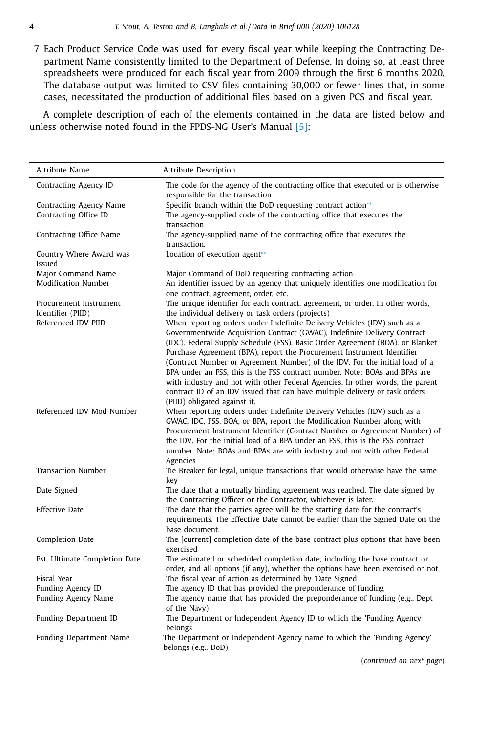7 Each Product Service Code was used for every fiscal year while keeping the Contracting Department Name consistently limited to the Department of Defense. In doing so, at least three spreadsheets were produced for each fiscal year from 2009 through the first 6 months 2020. The database output was limited to CSV files containing 30,000 or fewer lines that, in some cases, necessitated the production of additional files based on a given PCS and fiscal year.

A complete description of each of the elements contained in the data are listed below and unless otherwise noted found in the FPDS-NG User's Manual [5]:

| Attribute Name | Attribute Description |
|---|---|
| Contracting Agency ID | The code for the agency of the contracting office that executed or is otherwise responsible for the transaction |
| Contracting Agency Name | Specific branch within the DoD requesting contract action** |
| Contracting Office ID | The agency-supplied code of the contracting office that executes the transaction |
| Contracting Office Name | The agency-supplied name of the contracting office that executes the transaction. |
| Country Where Award was Issued | Location of execution agent** |
| Major Command Name | Major Command of DoD requesting contracting action |
| Modification Number | An identifier issued by an agency that uniquely identifies one modification for one contract, agreement, order, etc. |
| Procurement Instrument Identifier (PIID) | The unique identifier for each contract, agreement, or order. In other words, the individual delivery or task orders (projects) |
| Referenced IDV PIID | When reporting orders under Indefinite Delivery Vehicles (IDV) such as a Governmentwide Acquisition Contract (GWAC), Indefinite Delivery Contract (IDC), Federal Supply Schedule (FSS), Basic Order Agreement (BOA), or Blanket Purchase Agreement (BPA), report the Procurement Instrument Identifier (Contract Number or Agreement Number) of the IDV. For the initial load of a BPA under an FSS, this is the FSS contract number. Note: BOAs and BPAs are with industry and not with other Federal Agencies. In other words, the parent contract ID of an IDV issued that can have multiple delivery or task orders (PIID) obligated against it. |
| Referenced IDV Mod Number | When reporting orders under Indefinite Delivery Vehicles (IDV) such as a GWAC, IDC, FSS, BOA, or BPA, report the Modification Number along with Procurement Instrument Identifier (Contract Number or Agreement Number) of the IDV. For the initial load of a BPA under an FSS, this is the FSS contract number. Note: BOAs and BPAs are with industry and not with other Federal Agencies |
| Transaction Number | Tie Breaker for legal, unique transactions that would otherwise have the same key |
| Date Signed | The date that a mutually binding agreement was reached. The date signed by the Contracting Officer or the Contractor, whichever is later. |
| Effective Date | The date that the parties agree will be the starting date for the contract's requirements. The Effective Date cannot be earlier than the Signed Date on the base document. |
| Completion Date | The [current] completion date of the base contract plus options that have been exercised |
| Est. Ultimate Completion Date | The estimated or scheduled completion date, including the base contract or order, and all options (if any), whether the options have been exercised or not |
| Fiscal Year | The fiscal year of action as determined by 'Date Signed' |
| Funding Agency ID | The agency ID that has provided the preponderance of funding |
| Funding Agency Name | The agency name that has provided the preponderance of funding (e.g., Dept of the Navy) |
| Funding Department ID | The Department or Independent Agency ID to which the 'Funding Agency' belongs |
| Funding Department Name | The Department or Independent Agency name to which the 'Funding Agency' belongs (e.g., DoD) |

(*continued on next page*)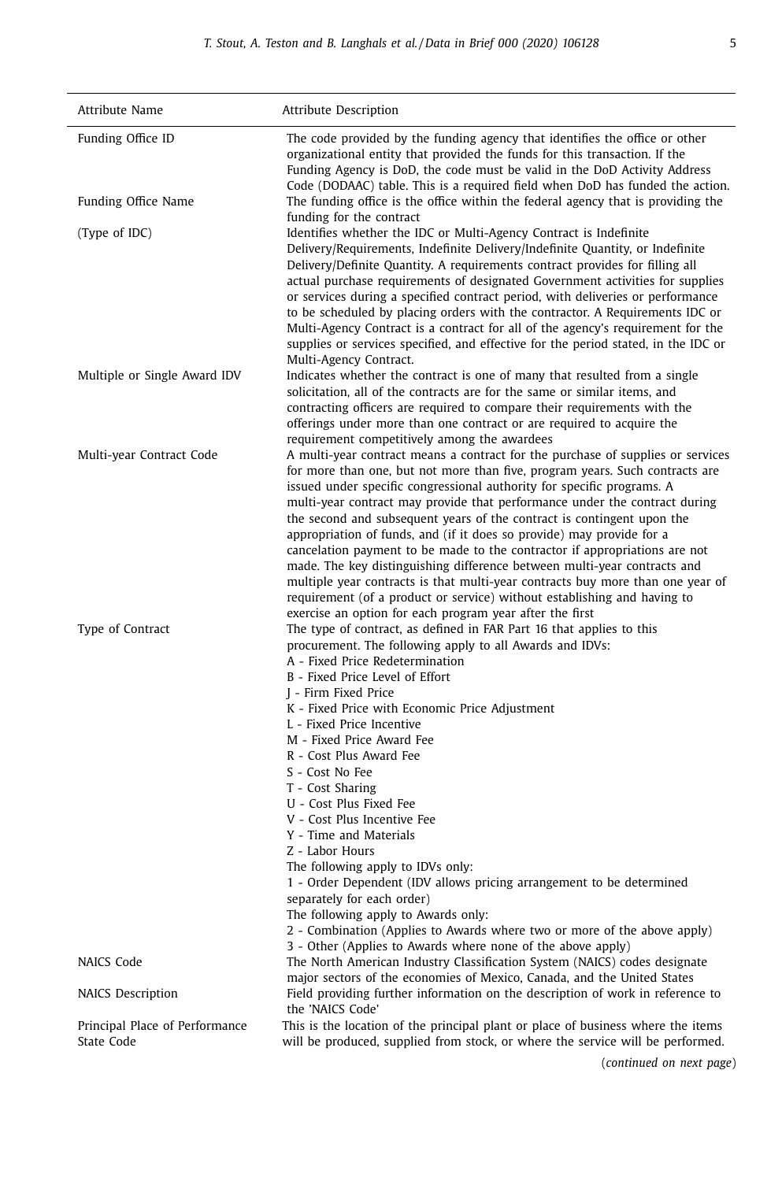| Attribute Name | Attribute Description |
|---|---|
| Funding Office ID | The code provided by the funding agency that identifies the office or other organizational entity that provided the funds for this transaction. If the Funding Agency is DoD, the code must be valid in the DoD Activity Address Code (DODAAC) table. This is a required field when DoD has funded the action. |
| Funding Office Name | The funding office is the office within the federal agency that is providing the funding for the contract |
| (Type of IDC) | Identifies whether the IDC or Multi-Agency Contract is Indefinite Delivery/Requirements, Indefinite Delivery/Indefinite Quantity, or Indefinite Delivery/Definite Quantity. A requirements contract provides for filling all actual purchase requirements of designated Government activities for supplies or services during a specified contract period, with deliveries or performance to be scheduled by placing orders with the contractor. A Requirements IDC or Multi-Agency Contract is a contract for all of the agency's requirement for the supplies or services specified, and effective for the period stated, in the IDC or Multi-Agency Contract. |
| Multiple or Single Award IDV | Indicates whether the contract is one of many that resulted from a single solicitation, all of the contracts are for the same or similar items, and contracting officers are required to compare their requirements with the offerings under more than one contract or are required to acquire the requirement competitively among the awardees |
| Multi-year Contract Code | A multi-year contract means a contract for the purchase of supplies or services for more than one, but not more than five, program years. Such contracts are issued under specific congressional authority for specific programs. A multi-year contract may provide that performance under the contract during the second and subsequent years of the contract is contingent upon the appropriation of funds, and (if it does so provide) may provide for a cancelation payment to be made to the contractor if appropriations are not made. The key distinguishing difference between multi-year contracts and multiple year contracts is that multi-year contracts buy more than one year of requirement (of a product or service) without establishing and having to exercise an option for each program year after the first |
| Type of Contract | The type of contract, as defined in FAR Part 16 that applies to this procurement. The following apply to all Awards and IDVs:<br>A - Fixed Price Redetermination<br>B - Fixed Price Level of Effort<br>J - Firm Fixed Price<br>K - Fixed Price with Economic Price Adjustment<br>L - Fixed Price Incentive<br>M - Fixed Price Award Fee<br>R - Cost Plus Award Fee<br>S - Cost No Fee<br>T - Cost Sharing<br>U - Cost Plus Fixed Fee<br>V - Cost Plus Incentive Fee<br>Y - Time and Materials<br>Z - Labor Hours<br>The following apply to IDVs only:<br>1 - Order Dependent (IDV allows pricing arrangement to be determined separately for each order)<br>The following apply to Awards only:<br>2 - Combination (Applies to Awards where two or more of the above apply)<br>3 - Other (Applies to Awards where none of the above apply) |
| NAICS Code | The North American Industry Classification System (NAICS) codes designate major sectors of the economies of Mexico, Canada, and the United States |
| NAICS Description | Field providing further information on the description of work in reference to the 'NAICS Code' |
| Principal Place of Performance State Code | This is the location of the principal plant or place of business where the items will be produced, supplied from stock, or where the service will be performed. |

(*continued on next page*)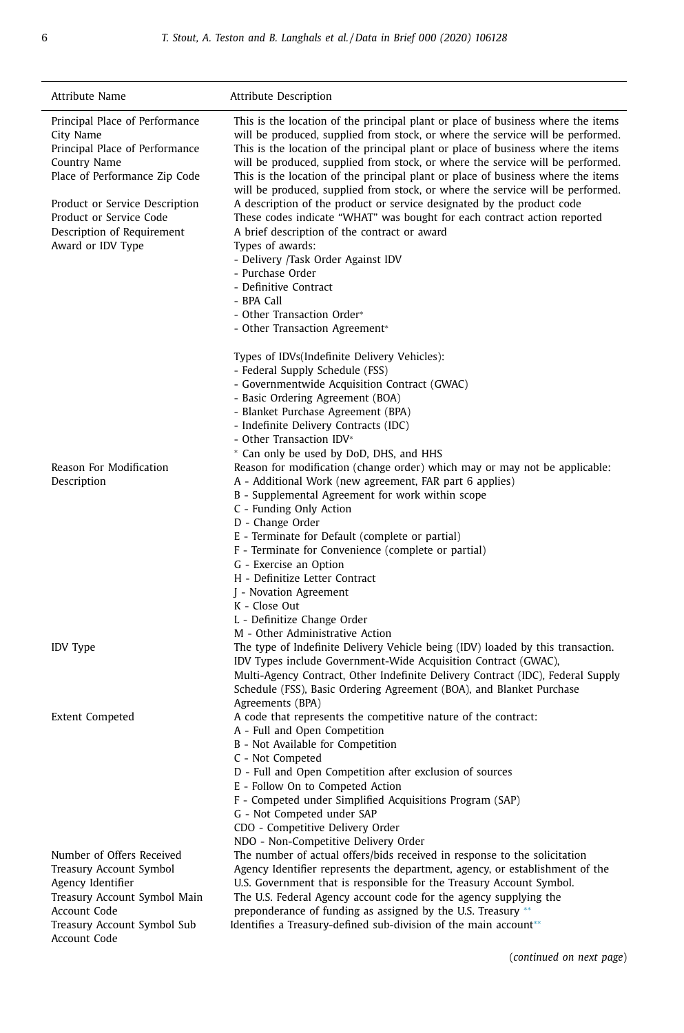| Attribute Name | Attribute Description |
| --- | --- |
| Principal Place of Performance City Name | This is the location of the principal plant or place of business where the items will be produced, supplied from stock, or where the service will be performed. |
| Principal Place of Performance Country Name | This is the location of the principal plant or place of business where the items will be produced, supplied from stock, or where the service will be performed. |
| Place of Performance Zip Code | This is the location of the principal plant or place of business where the items will be produced, supplied from stock, or where the service will be performed. |
| Product or Service Description | A description of the product or service designated by the product code |
| Product or Service Code | These codes indicate "WHAT" was bought for each contract action reported |
| Description of Requirement | A brief description of the contract or award |
| Award or IDV Type | Types of awards:<br>- Delivery /Task Order Against IDV<br>- Purchase Order<br>- Definitive Contract<br>- BPA Call<br>- Other Transaction Order*<br>- Other Transaction Agreement*<br><br>Types of IDVs(Indefinite Delivery Vehicles):<br>- Federal Supply Schedule (FSS)<br>- Governmentwide Acquisition Contract (GWAC)<br>- Basic Ordering Agreement (BOA)<br>- Blanket Purchase Agreement (BPA)<br>- Indefinite Delivery Contracts (IDC)<br>- Other Transaction IDV*<br>* Can only be used by DoD, DHS, and HHS |
| Reason For Modification Description | Reason for modification (change order) which may or may not be applicable:<br>A - Additional Work (new agreement, FAR part 6 applies)<br>B - Supplemental Agreement for work within scope<br>C - Funding Only Action<br>D - Change Order<br>E - Terminate for Default (complete or partial)<br>F - Terminate for Convenience (complete or partial)<br>G - Exercise an Option<br>H - Definitize Letter Contract<br>J - Novation Agreement<br>K - Close Out<br>L - Definitize Change Order<br>M - Other Administrative Action |
| IDV Type | The type of Indefinite Delivery Vehicle being (IDV) loaded by this transaction. IDV Types include Government-Wide Acquisition Contract (GWAC), Multi-Agency Contract, Other Indefinite Delivery Contract (IDC), Federal Supply Schedule (FSS), Basic Ordering Agreement (BOA), and Blanket Purchase Agreements (BPA) |
| Extent Competed | A code that represents the competitive nature of the contract:<br>A - Full and Open Competition<br>B - Not Available for Competition<br>C - Not Competed<br>D - Full and Open Competition after exclusion of sources<br>E - Follow On to Competed Action<br>F - Competed under Simplified Acquisitions Program (SAP)<br>G - Not Competed under SAP<br>CDO - Competitive Delivery Order<br>NDO - Non-Competitive Delivery Order |
| Number of Offers Received | The number of actual offers/bids received in response to the solicitation |
| Treasury Account Symbol Agency Identifier | Agency Identifier represents the department, agency, or establishment of the U.S. Government that is responsible for the Treasury Account Symbol. |
| Treasury Account Symbol Main Account Code | The U.S. Federal Agency account code for the agency supplying the preponderance of funding as assigned by the U.S. Treasury ** |
| Treasury Account Symbol Sub Account Code | Identifies a Treasury-defined sub-division of the main account** |

(*continued on next page*)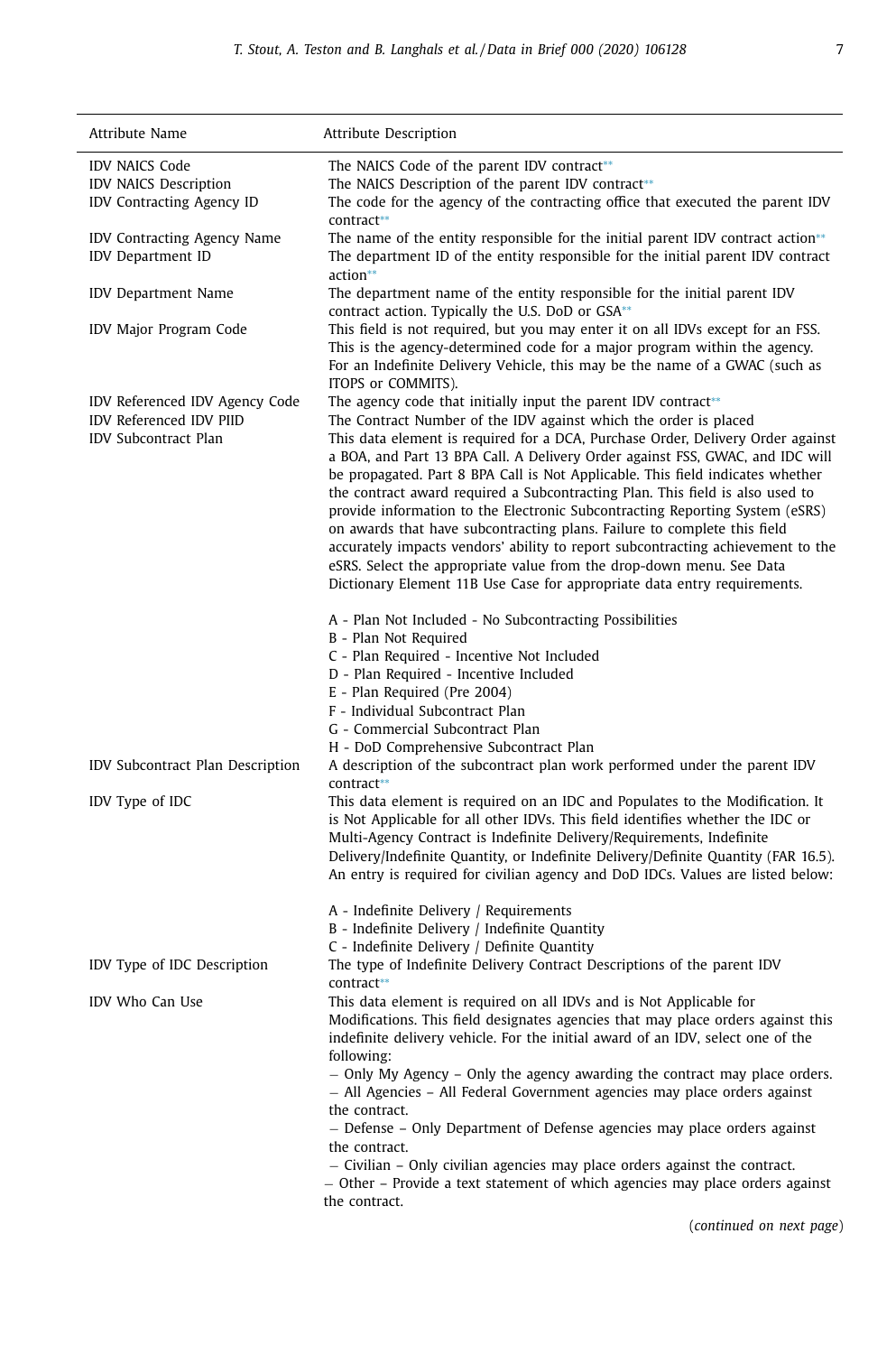| Attribute Name | Attribute Description |
|---|---|
| IDV NAICS Code | The NAICS Code of the parent IDV contract** |
| IDV NAICS Description | The NAICS Description of the parent IDV contract** |
| IDV Contracting Agency ID | The code for the agency of the contracting office that executed the parent IDV contract** |
| IDV Contracting Agency Name | The name of the entity responsible for the initial parent IDV contract action** |
| IDV Department ID | The department ID of the entity responsible for the initial parent IDV contract action** |
| IDV Department Name | The department name of the entity responsible for the initial parent IDV contract action. Typically the U.S. DoD or GSA** |
| IDV Major Program Code | This field is not required, but you may enter it on all IDVs except for an FSS. This is the agency-determined code for a major program within the agency. For an Indefinite Delivery Vehicle, this may be the name of a GWAC (such as ITOPS or COMMITS). |
| IDV Referenced IDV Agency Code | The agency code that initially input the parent IDV contract** |
| IDV Referenced IDV PIID | The Contract Number of the IDV against which the order is placed |
| IDV Subcontract Plan | This data element is required for a DCA, Purchase Order, Delivery Order against a BOA, and Part 13 BPA Call. A Delivery Order against FSS, GWAC, and IDC will be propagated. Part 8 BPA Call is Not Applicable. This field indicates whether the contract award required a Subcontracting Plan. This field is also used to provide information to the Electronic Subcontracting Reporting System (eSRS) on awards that have subcontracting plans. Failure to complete this field accurately impacts vendors' ability to report subcontracting achievement to the eSRS. Select the appropriate value from the drop-down menu. See Data Dictionary Element 11B Use Case for appropriate data entry requirements.<br><br>A - Plan Not Included - No Subcontracting Possibilities<br>B - Plan Not Required<br>C - Plan Required - Incentive Not Included<br>D - Plan Required - Incentive Included<br>E - Plan Required (Pre 2004)<br>F - Individual Subcontract Plan<br>G - Commercial Subcontract Plan<br>H - DoD Comprehensive Subcontract Plan |
| IDV Subcontract Plan Description | A description of the subcontract plan work performed under the parent IDV contract** |
| IDV Type of IDC | This data element is required on an IDC and Populates to the Modification. It is Not Applicable for all other IDVs. This field identifies whether the IDC or Multi-Agency Contract is Indefinite Delivery/Requirements, Indefinite Delivery/Indefinite Quantity, or Indefinite Delivery/Definite Quantity (FAR 16.5). An entry is required for civilian agency and DoD IDCs. Values are listed below:<br><br>A - Indefinite Delivery / Requirements<br>B - Indefinite Delivery / Indefinite Quantity<br>C - Indefinite Delivery / Definite Quantity |
| IDV Type of IDC Description | The type of Indefinite Delivery Contract Descriptions of the parent IDV contract** |
| IDV Who Can Use | This data element is required on all IDVs and is Not Applicable for Modifications. This field designates agencies that may place orders against this indefinite delivery vehicle. For the initial award of an IDV, select one of the following:<br>– Only My Agency – Only the agency awarding the contract may place orders.<br>– All Agencies – All Federal Government agencies may place orders against the contract.<br>– Defense – Only Department of Defense agencies may place orders against the contract.<br>– Civilian – Only civilian agencies may place orders against the contract.<br>– Other – Provide a text statement of which agencies may place orders against the contract. |

(*continued on next page*)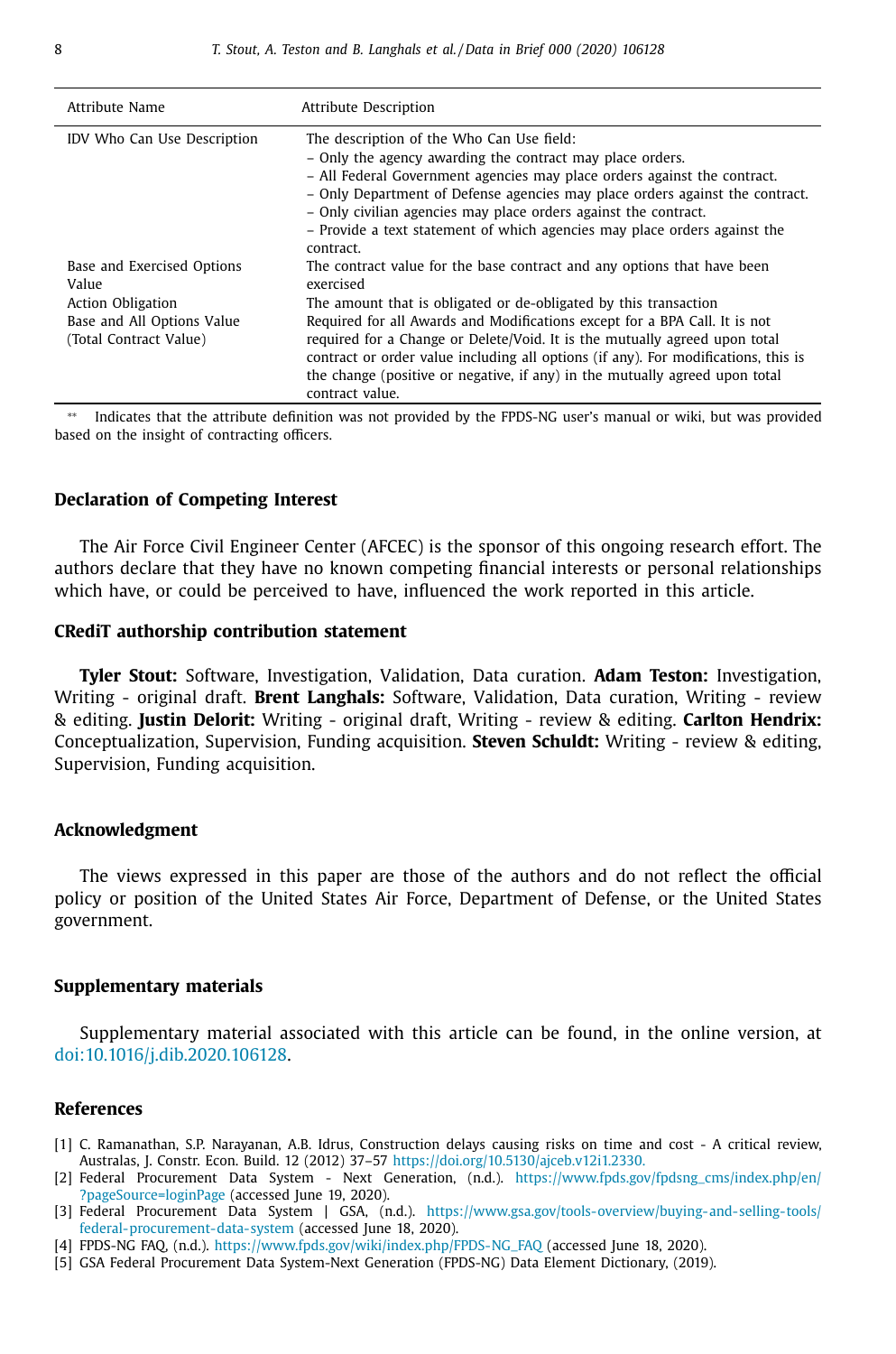| Attribute Name | Attribute Description |
|---|---|
| IDV Who Can Use Description | The description of the Who Can Use field:<br>– Only the agency awarding the contract may place orders.<br>– All Federal Government agencies may place orders against the contract.<br>– Only Department of Defense agencies may place orders against the contract.<br>– Only civilian agencies may place orders against the contract.<br>– Provide a text statement of which agencies may place orders against the contract. |
| Base and Exercised Options Value | The contract value for the base contract and any options that have been exercised |
| Action Obligation | The amount that is obligated or de-obligated by this transaction |
| Base and All Options Value (Total Contract Value) | Required for all Awards and Modifications except for a BPA Call. It is not required for a Change or Delete/Void. It is the mutually agreed upon total contract or order value including all options (if any). For modifications, this is the change (positive or negative, if any) in the mutually agreed upon total contract value. |

** Indicates that the attribute definition was not provided by the FPDS-NG user's manual or wiki, but was provided based on the insight of contracting officers.

## Declaration of Competing Interest

The Air Force Civil Engineer Center (AFCEC) is the sponsor of this ongoing research effort. The authors declare that they have no known competing financial interests or personal relationships which have, or could be perceived to have, influenced the work reported in this article.

## CRediT authorship contribution statement

**Tyler Stout:** Software, Investigation, Validation, Data curation. **Adam Teston:** Investigation, Writing - original draft. **Brent Langhals:** Software, Validation, Data curation, Writing - review & editing. **Justin Delorit:** Writing - original draft, Writing - review & editing. **Carlton Hendrix:** Conceptualization, Supervision, Funding acquisition. **Steven Schuldt:** Writing - review & editing, Supervision, Funding acquisition.

## Acknowledgment

The views expressed in this paper are those of the authors and do not reflect the official policy or position of the United States Air Force, Department of Defense, or the United States government.

## Supplementary materials

Supplementary material associated with this article can be found, in the online version, at doi:10.1016/j.dib.2020.106128.

## References

[1] C. Ramanathan, S.P. Narayanan, A.B. Idrus, Construction delays causing risks on time and cost - A critical review, Australas, J. Constr. Econ. Build. 12 (2012) 37–57 https://doi.org/10.5130/ajceb.v12i1.2330.

[2] Federal Procurement Data System - Next Generation, (n.d.). https://www.fpds.gov/fpdsng_cms/index.php/en/?pageSource=loginPage (accessed June 19, 2020).

[3] Federal Procurement Data System | GSA, (n.d.). https://www.gsa.gov/tools-overview/buying-and-selling-tools/federal-procurement-data-system (accessed June 18, 2020).

[4] FPDS-NG FAQ, (n.d.). https://www.fpds.gov/wiki/index.php/FPDS-NG_FAQ (accessed June 18, 2020).

[5] GSA Federal Procurement Data System-Next Generation (FPDS-NG) Data Element Dictionary, (2019).